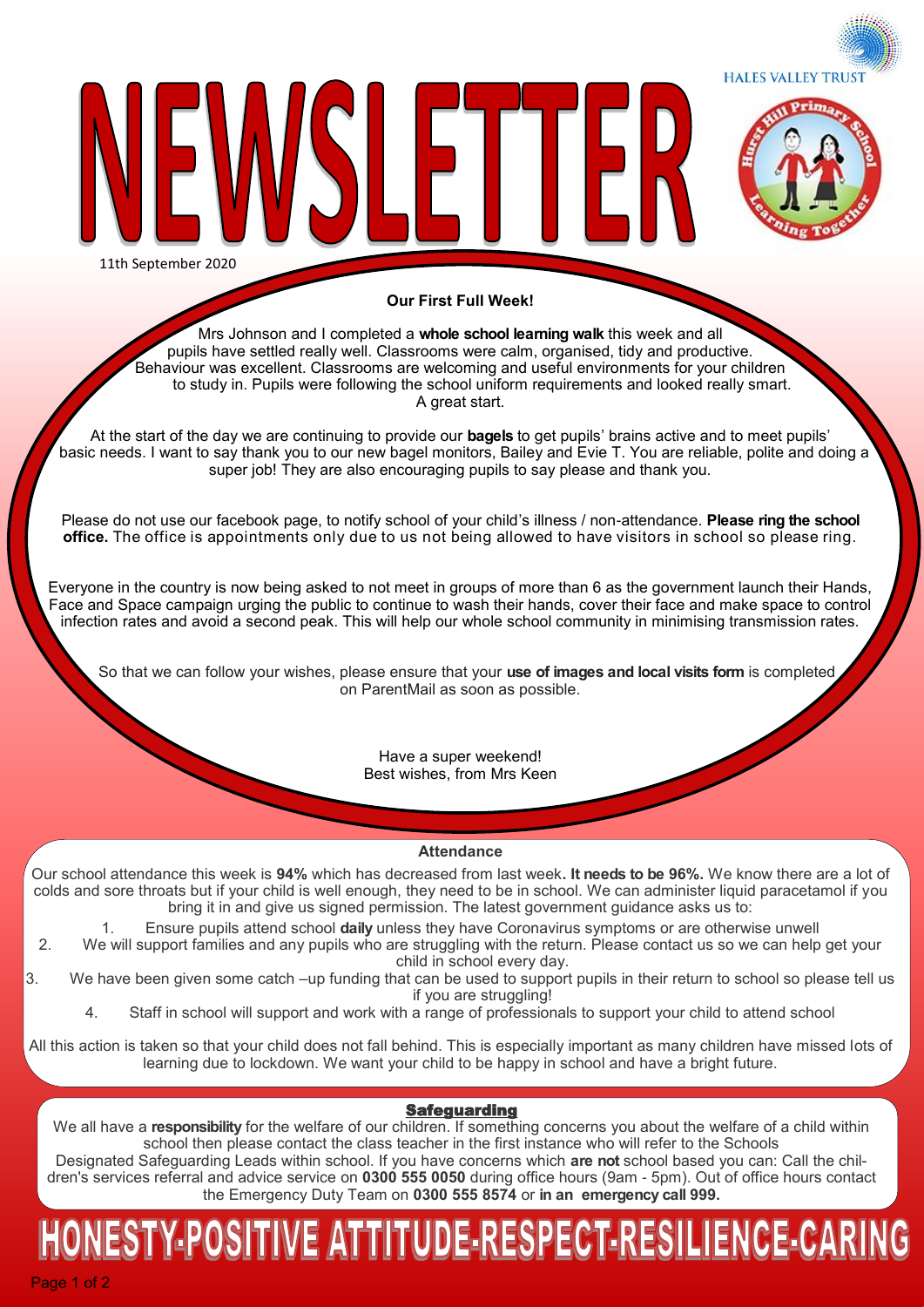# NEWSLETTER

11th September 2020

**Our First Full Week!**

Mrs Johnson and I completed a **whole school learning walk** this week and all pupils have settled really well. Classrooms were calm, organised, tidy and productive. Behaviour was excellent. Classrooms are welcoming and useful environments for your children to study in. Pupils were following the school uniform requirements and looked really smart. A great start.

At the start of the day we are continuing to provide our **bagels** to get pupils' brains active and to meet pupils' basic needs. I want to say thank you to our new bagel monitors, Bailey and Evie T. You are reliable, polite and doing a super job! They are also encouraging pupils to say please and thank you.

Please do not use our facebook page, to notify school of your child's illness / non-attendance. **Please ring the school office.** The office is appointments only due to us not being allowed to have visitors in school so please ring.

Everyone in the country is now being asked to not meet in groups of more than 6 as the government launch their Hands, Face and Space campaign urging the public to continue to wash their hands, cover their face and make space to control infection rates and avoid a second peak. This will help our whole school community in minimising transmission rates.

So that we can follow your wishes, please ensure that your **use of images and local visits form** is completed on ParentMail as soon as possible.

Have a super weekend!
Best wishes, from Mrs Keen

## Attendance

Our school attendance this week is **94%** which has decreased from last week**. It needs to be 96%.** We know there are a lot of colds and sore throats but if your child is well enough, they need to be in school. We can administer liquid paracetamol if you bring it in and give us signed permission. The latest government guidance asks us to:

1. Ensure pupils attend school **daily** unless they have Coronavirus symptoms or are otherwise unwell
2. We will support families and any pupils who are struggling with the return. Please contact us so we can help get your child in school every day.
3. We have been given some catch –up funding that can be used to support pupils in their return to school so please tell us if you are struggling!
4. Staff in school will support and work with a range of professionals to support your child to attend school

All this action is taken so that your child does not fall behind. This is especially important as many children have missed lots of learning due to lockdown. We want your child to be happy in school and have a bright future.

## Safeguarding

We all have a **responsibility** for the welfare of our children. If something concerns you about the welfare of a child within school then please contact the class teacher in the first instance who will refer to the Schools Designated Safeguarding Leads within school. If you have concerns which **are not** school based you can: Call the children's services referral and advice service on **0300 555 0050** during office hours (9am - 5pm). Out of office hours contact the Emergency Duty Team on **0300 555 8574** or **in an emergency call 999.**

**HONESTY-POSITIVE ATTITUDE-RESPECT-RESILIENCE-CARING**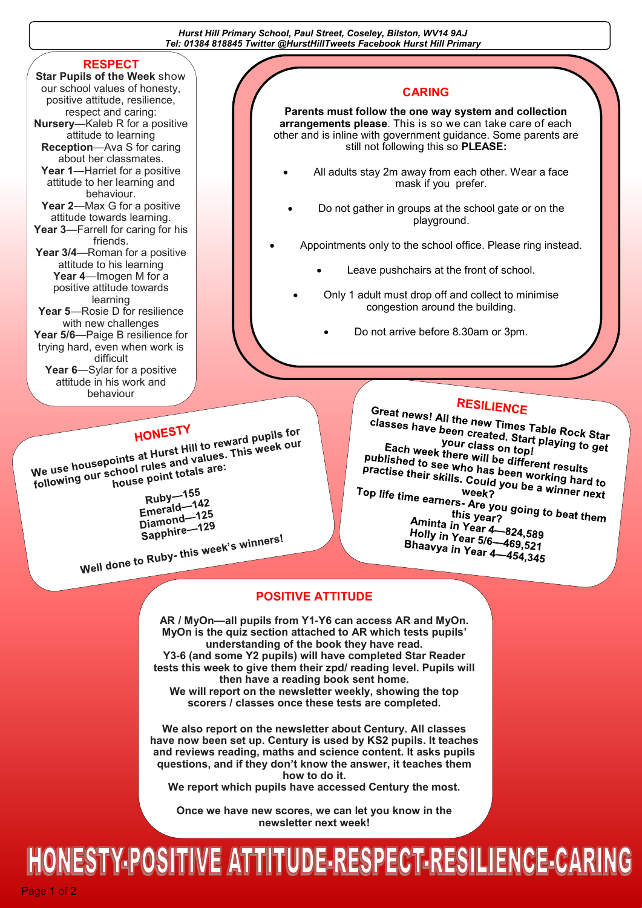*Hurst Hill Primary School, Paul Street, Coseley, Bilston, WV14 9AJ*
*Tel: 01384 818845 Twitter @HurstHillTweets Facebook Hurst Hill Primary*

## RESPECT

**Star Pupils of the Week** show our school values of honesty, positive attitude, resilience, respect and caring:

**Nursery**—Kaleb R for a positive attitude to learning

**Reception**—Ava S for caring about her classmates.

**Year 1**—Harriet for a positive attitude to her learning and behaviour.

**Year 2**—Max G for a positive attitude towards learning.

**Year 3**—Farrell for caring for his friends.

**Year 3/4**—Roman for a positive attitude to his learning

**Year 4**—Imogen M for a positive attitude towards learning

**Year 5**—Rosie D for resilience with new challenges

**Year 5/6**—Paige B resilience for trying hard, even when work is difficult

**Year 6**—Sylar for a positive attitude in his work and behaviour

## CARING

**Parents must follow the one way system and collection arrangements please**. This is so we can take care of each other and is inline with government guidance. Some parents are still not following this so **PLEASE:**

- All adults stay 2m away from each other. Wear a face mask if you prefer.
- Do not gather in groups at the school gate or on the playground.
- Appointments only to the school office. Please ring instead.
- Leave pushchairs at the front of school.
- Only 1 adult must drop off and collect to minimise congestion around the building.
- Do not arrive before 8.30am or 3pm.

## HONESTY

**We use housepoints at Hurst Hill to reward pupils for following our school rules and values. This week our house point totals are:**

**Ruby—155**
**Emerald—142**
**Diamond—125**
**Sapphire—129**

**Well done to Ruby- this week's winners!**

## RESILIENCE

**Great news! All the new Times Table Rock Star classes have been created. Start playing to get your class on top!**

**Each week there will be different results published to see who has been working hard to practise their skills. Could you be a winner next week?**

**Top life time earners- Are you going to beat them this year?**

**Aminta in Year 4—824,589**
**Holly in Year 5/6—469,521**
**Bhaavya in Year 4—454,345**

## POSITIVE ATTITUDE

**AR / MyOn—all pupils from Y1-Y6 can access AR and MyOn. MyOn is the quiz section attached to AR which tests pupils' understanding of the book they have read.**
**Y3-6 (and some Y2 pupils) will have completed Star Reader tests this week to give them their zpd/ reading level. Pupils will then have a reading book sent home.**
**We will report on the newsletter weekly, showing the top scorers / classes once these tests are completed.**

**We also report on the newsletter about Century. All classes have now been set up. Century is used by KS2 pupils. It teaches and reviews reading, maths and science content. It asks pupils questions, and if they don't know the answer, it teaches them how to do it.**
**We report which pupils have accessed Century the most.**

**Once we have new scores, we can let you know in the newsletter next week!**

# HONESTY-POSITIVE ATTITUDE-RESPECT-RESILIENCE-CARING